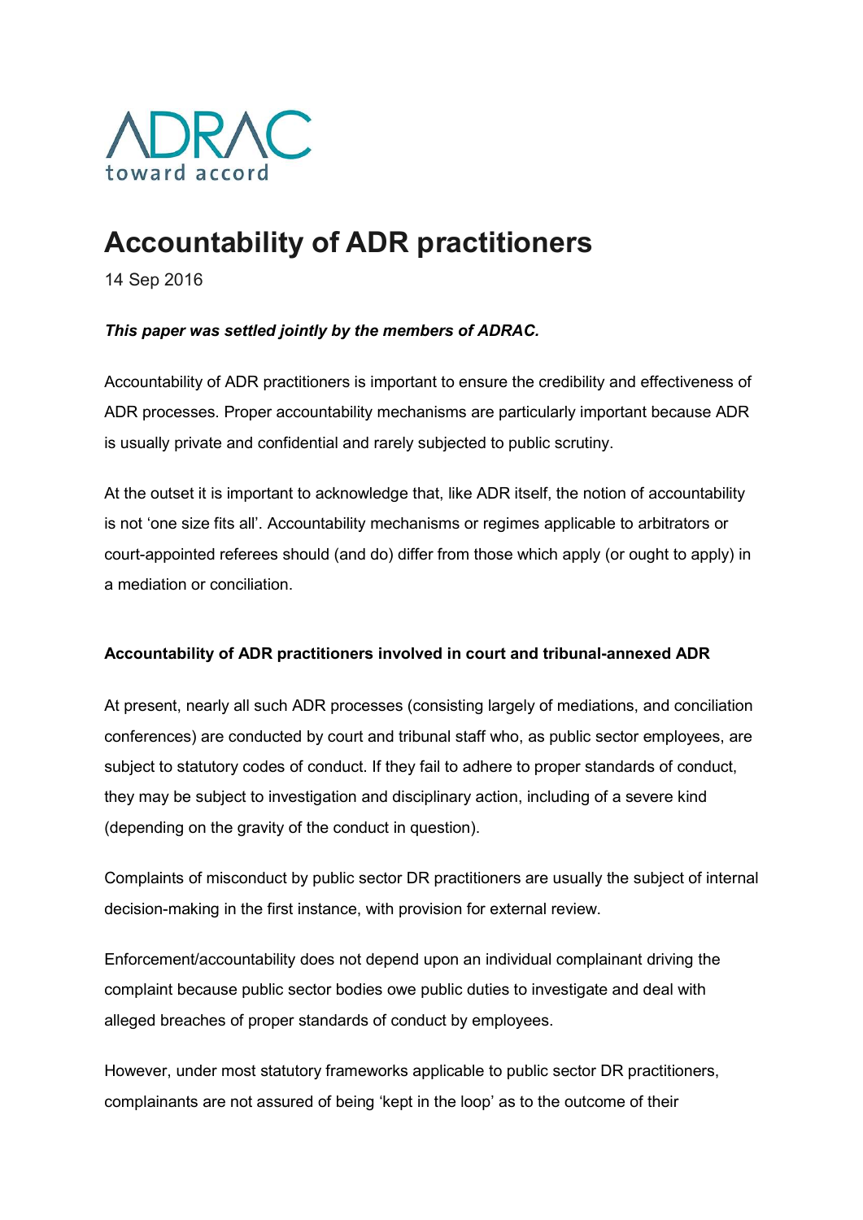ADRAC
toward accord

# Accountability of ADR practitioners

14 Sep 2016

***This paper was settled jointly by the members of ADRAC.***

Accountability of ADR practitioners is important to ensure the credibility and effectiveness of ADR processes. Proper accountability mechanisms are particularly important because ADR is usually private and confidential and rarely subjected to public scrutiny.

At the outset it is important to acknowledge that, like ADR itself, the notion of accountability is not 'one size fits all'. Accountability mechanisms or regimes applicable to arbitrators or court-appointed referees should (and do) differ from those which apply (or ought to apply) in a mediation or conciliation.

**Accountability of ADR practitioners involved in court and tribunal-annexed ADR**

At present, nearly all such ADR processes (consisting largely of mediations, and conciliation conferences) are conducted by court and tribunal staff who, as public sector employees, are subject to statutory codes of conduct. If they fail to adhere to proper standards of conduct, they may be subject to investigation and disciplinary action, including of a severe kind (depending on the gravity of the conduct in question).

Complaints of misconduct by public sector DR practitioners are usually the subject of internal decision-making in the first instance, with provision for external review.

Enforcement/accountability does not depend upon an individual complainant driving the complaint because public sector bodies owe public duties to investigate and deal with alleged breaches of proper standards of conduct by employees.

However, under most statutory frameworks applicable to public sector DR practitioners, complainants are not assured of being 'kept in the loop' as to the outcome of their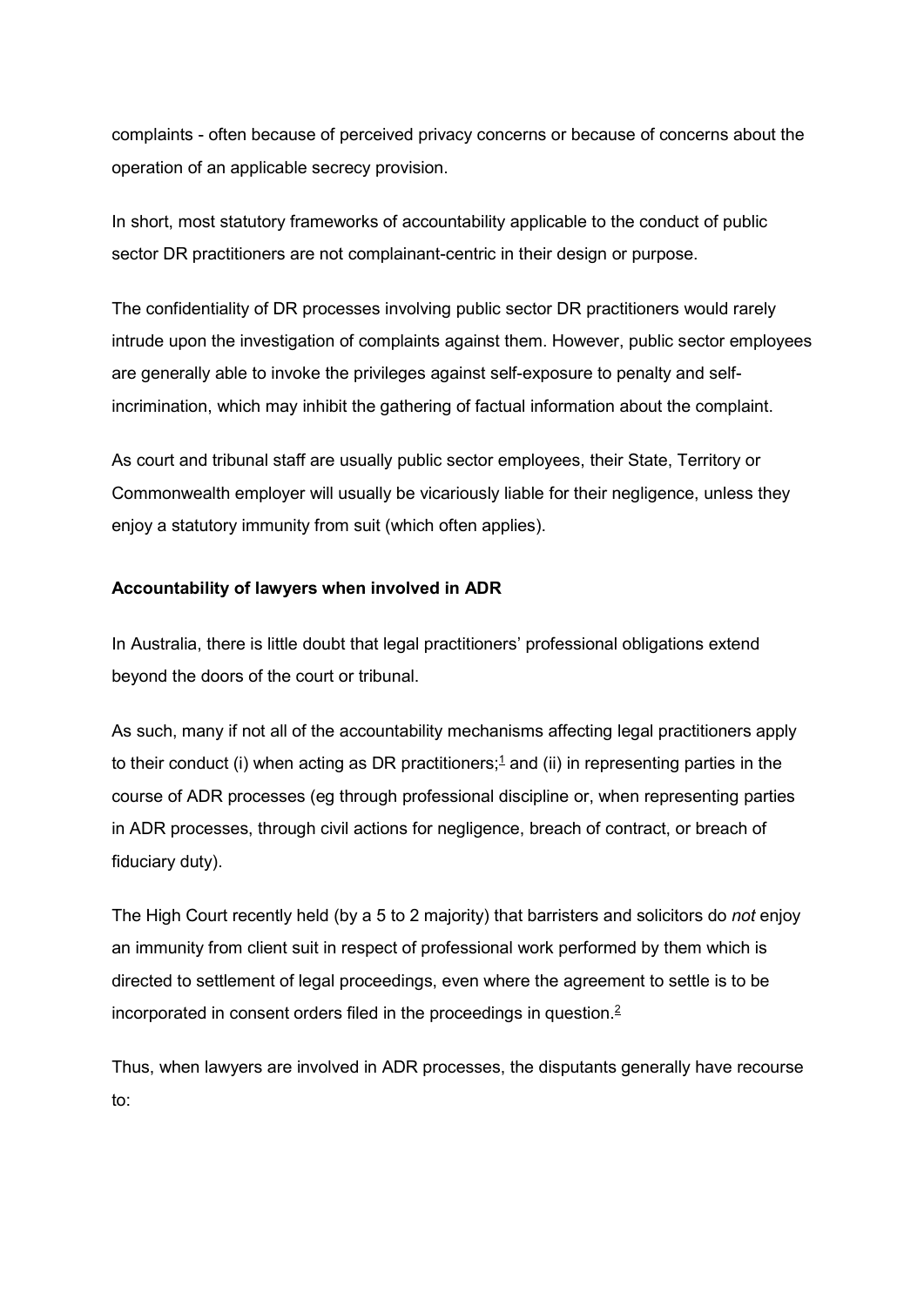complaints - often because of perceived privacy concerns or because of concerns about the operation of an applicable secrecy provision.

In short, most statutory frameworks of accountability applicable to the conduct of public sector DR practitioners are not complainant-centric in their design or purpose.

The confidentiality of DR processes involving public sector DR practitioners would rarely intrude upon the investigation of complaints against them. However, public sector employees are generally able to invoke the privileges against self-exposure to penalty and self-incrimination, which may inhibit the gathering of factual information about the complaint.

As court and tribunal staff are usually public sector employees, their State, Territory or Commonwealth employer will usually be vicariously liable for their negligence, unless they enjoy a statutory immunity from suit (which often applies).

**Accountability of lawyers when involved in ADR**

In Australia, there is little doubt that legal practitioners' professional obligations extend beyond the doors of the court or tribunal.

As such, many if not all of the accountability mechanisms affecting legal practitioners apply to their conduct (i) when acting as DR practitioners;[1] and (ii) in representing parties in the course of ADR processes (eg through professional discipline or, when representing parties in ADR processes, through civil actions for negligence, breach of contract, or breach of fiduciary duty).

The High Court recently held (by a 5 to 2 majority) that barristers and solicitors do *not* enjoy an immunity from client suit in respect of professional work performed by them which is directed to settlement of legal proceedings, even where the agreement to settle is to be incorporated in consent orders filed in the proceedings in question.[2]

Thus, when lawyers are involved in ADR processes, the disputants generally have recourse to: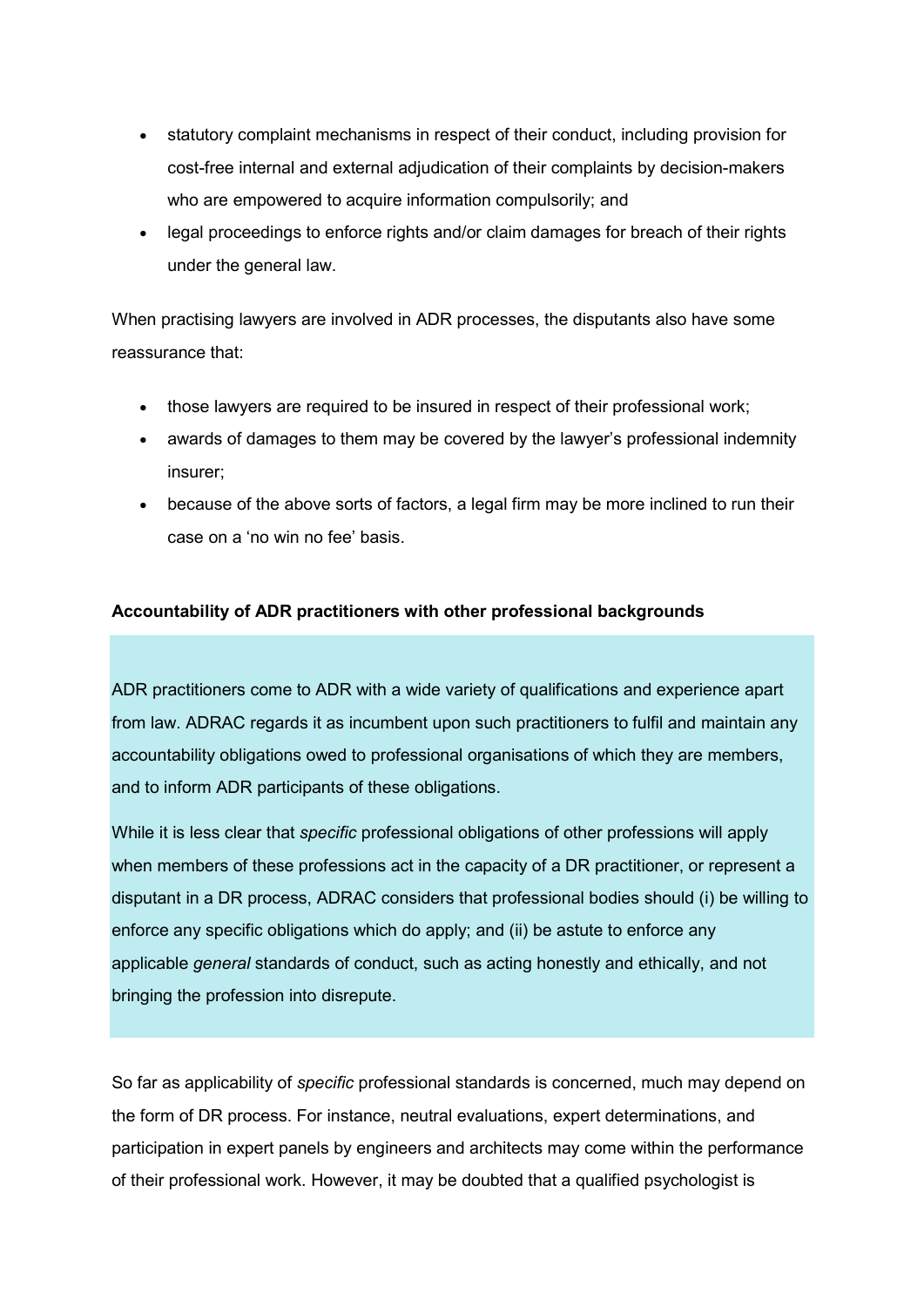- statutory complaint mechanisms in respect of their conduct, including provision for cost-free internal and external adjudication of their complaints by decision-makers who are empowered to acquire information compulsorily; and
- legal proceedings to enforce rights and/or claim damages for breach of their rights under the general law.

When practising lawyers are involved in ADR processes, the disputants also have some reassurance that:

- those lawyers are required to be insured in respect of their professional work;
- awards of damages to them may be covered by the lawyer's professional indemnity insurer;
- because of the above sorts of factors, a legal firm may be more inclined to run their case on a 'no win no fee' basis.

**Accountability of ADR practitioners with other professional backgrounds**

ADR practitioners come to ADR with a wide variety of qualifications and experience apart from law. ADRAC regards it as incumbent upon such practitioners to fulfil and maintain any accountability obligations owed to professional organisations of which they are members, and to inform ADR participants of these obligations.

While it is less clear that *specific* professional obligations of other professions will apply when members of these professions act in the capacity of a DR practitioner, or represent a disputant in a DR process, ADRAC considers that professional bodies should (i) be willing to enforce any specific obligations which do apply; and (ii) be astute to enforce any applicable *general* standards of conduct, such as acting honestly and ethically, and not bringing the profession into disrepute.

So far as applicability of *specific* professional standards is concerned, much may depend on the form of DR process. For instance, neutral evaluations, expert determinations, and participation in expert panels by engineers and architects may come within the performance of their professional work. However, it may be doubted that a qualified psychologist is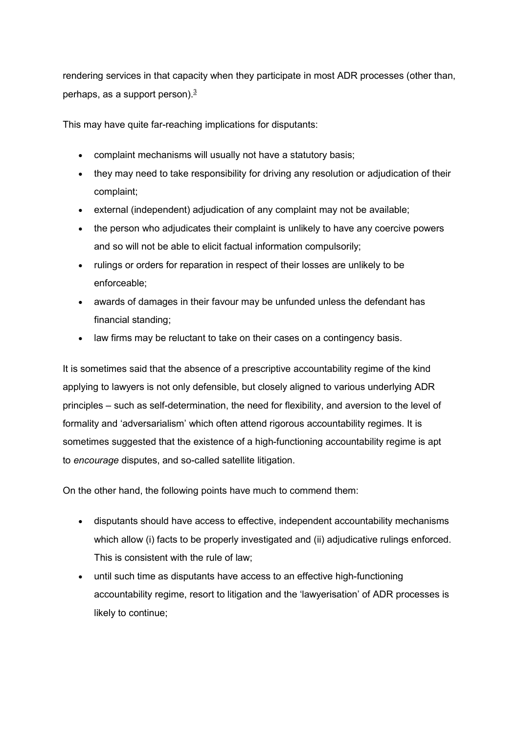rendering services in that capacity when they participate in most ADR processes (other than, perhaps, as a support person).[3]

This may have quite far-reaching implications for disputants:

- complaint mechanisms will usually not have a statutory basis;
- they may need to take responsibility for driving any resolution or adjudication of their complaint;
- external (independent) adjudication of any complaint may not be available;
- the person who adjudicates their complaint is unlikely to have any coercive powers and so will not be able to elicit factual information compulsorily;
- rulings or orders for reparation in respect of their losses are unlikely to be enforceable;
- awards of damages in their favour may be unfunded unless the defendant has financial standing;
- law firms may be reluctant to take on their cases on a contingency basis.

It is sometimes said that the absence of a prescriptive accountability regime of the kind applying to lawyers is not only defensible, but closely aligned to various underlying ADR principles – such as self-determination, the need for flexibility, and aversion to the level of formality and 'adversarialism' which often attend rigorous accountability regimes. It is sometimes suggested that the existence of a high-functioning accountability regime is apt to *encourage* disputes, and so-called satellite litigation.

On the other hand, the following points have much to commend them:

- disputants should have access to effective, independent accountability mechanisms which allow (i) facts to be properly investigated and (ii) adjudicative rulings enforced. This is consistent with the rule of law;
- until such time as disputants have access to an effective high-functioning accountability regime, resort to litigation and the 'lawyerisation' of ADR processes is likely to continue;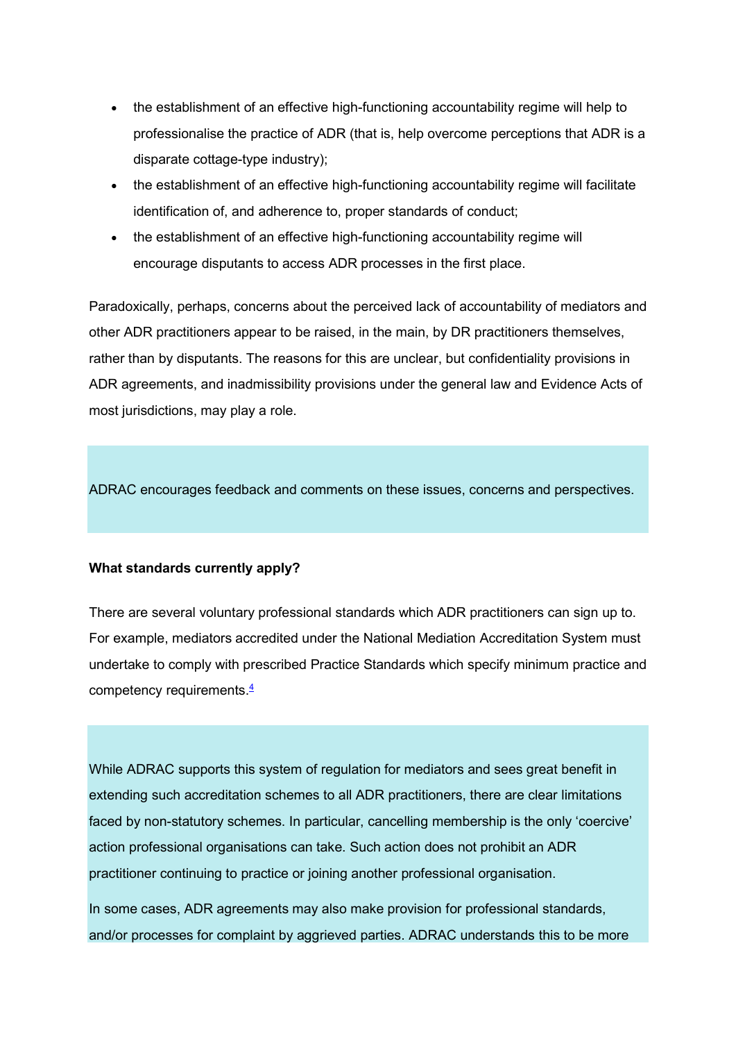- the establishment of an effective high-functioning accountability regime will help to professionalise the practice of ADR (that is, help overcome perceptions that ADR is a disparate cottage-type industry);
- the establishment of an effective high-functioning accountability regime will facilitate identification of, and adherence to, proper standards of conduct;
- the establishment of an effective high-functioning accountability regime will encourage disputants to access ADR processes in the first place.

Paradoxically, perhaps, concerns about the perceived lack of accountability of mediators and other ADR practitioners appear to be raised, in the main, by DR practitioners themselves, rather than by disputants. The reasons for this are unclear, but confidentiality provisions in ADR agreements, and inadmissibility provisions under the general law and Evidence Acts of most jurisdictions, may play a role.

ADRAC encourages feedback and comments on these issues, concerns and perspectives.

**What standards currently apply?**

There are several voluntary professional standards which ADR practitioners can sign up to. For example, mediators accredited under the National Mediation Accreditation System must undertake to comply with prescribed Practice Standards which specify minimum practice and competency requirements.[4]

While ADRAC supports this system of regulation for mediators and sees great benefit in extending such accreditation schemes to all ADR practitioners, there are clear limitations faced by non-statutory schemes. In particular, cancelling membership is the only 'coercive' action professional organisations can take. Such action does not prohibit an ADR practitioner continuing to practice or joining another professional organisation.

In some cases, ADR agreements may also make provision for professional standards, and/or processes for complaint by aggrieved parties. ADRAC understands this to be more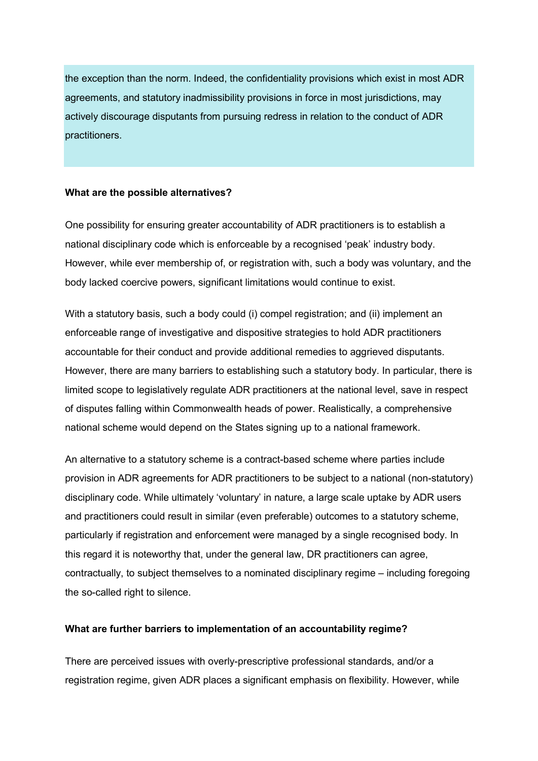the exception than the norm. Indeed, the confidentiality provisions which exist in most ADR agreements, and statutory inadmissibility provisions in force in most jurisdictions, may actively discourage disputants from pursuing redress in relation to the conduct of ADR practitioners.

**What are the possible alternatives?**

One possibility for ensuring greater accountability of ADR practitioners is to establish a national disciplinary code which is enforceable by a recognised 'peak' industry body. However, while ever membership of, or registration with, such a body was voluntary, and the body lacked coercive powers, significant limitations would continue to exist.

With a statutory basis, such a body could (i) compel registration; and (ii) implement an enforceable range of investigative and dispositive strategies to hold ADR practitioners accountable for their conduct and provide additional remedies to aggrieved disputants. However, there are many barriers to establishing such a statutory body. In particular, there is limited scope to legislatively regulate ADR practitioners at the national level, save in respect of disputes falling within Commonwealth heads of power. Realistically, a comprehensive national scheme would depend on the States signing up to a national framework.

An alternative to a statutory scheme is a contract-based scheme where parties include provision in ADR agreements for ADR practitioners to be subject to a national (non-statutory) disciplinary code. While ultimately 'voluntary' in nature, a large scale uptake by ADR users and practitioners could result in similar (even preferable) outcomes to a statutory scheme, particularly if registration and enforcement were managed by a single recognised body. In this regard it is noteworthy that, under the general law, DR practitioners can agree, contractually, to subject themselves to a nominated disciplinary regime – including foregoing the so-called right to silence.

**What are further barriers to implementation of an accountability regime?**

There are perceived issues with overly-prescriptive professional standards, and/or a registration regime, given ADR places a significant emphasis on flexibility. However, while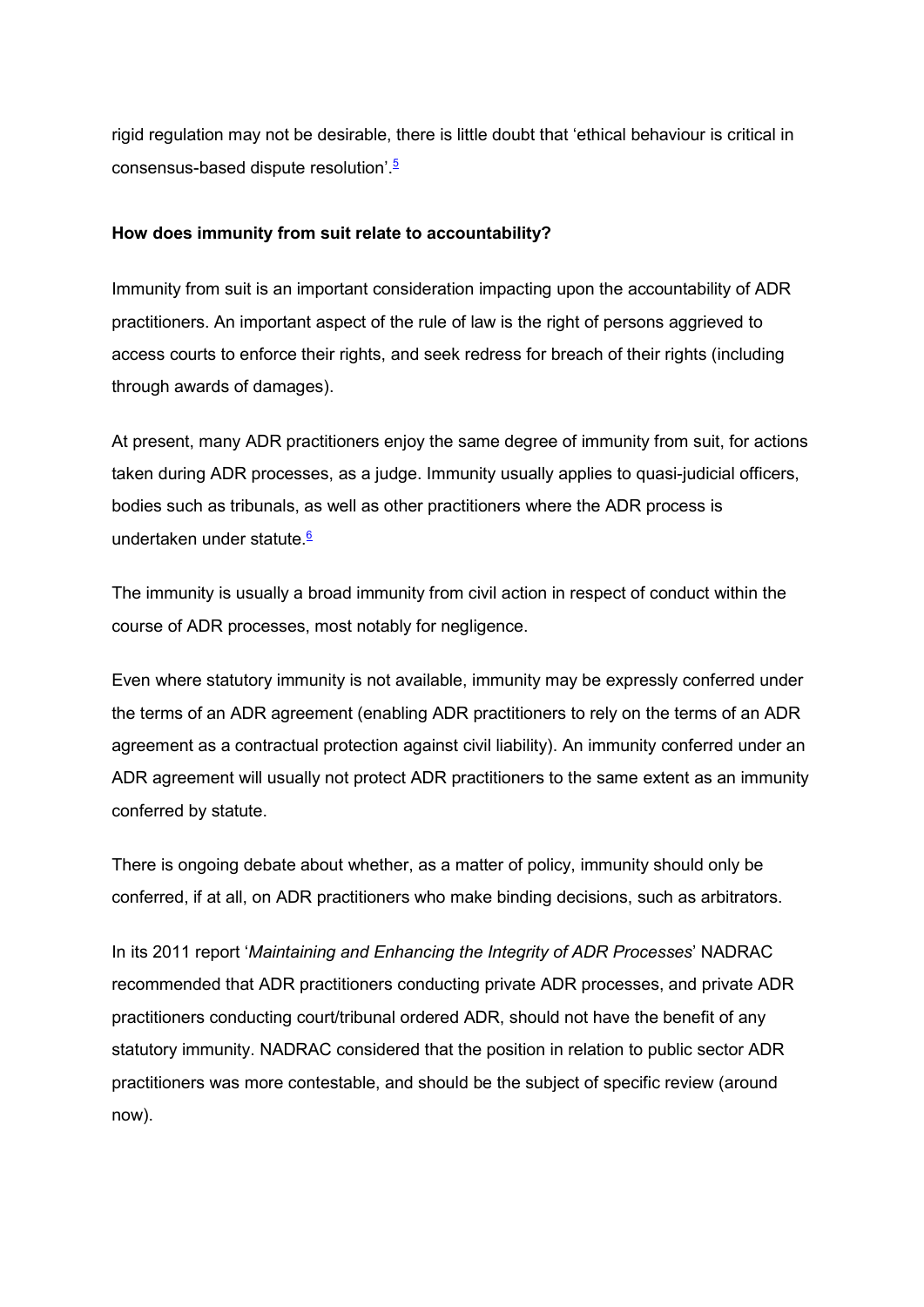rigid regulation may not be desirable, there is little doubt that 'ethical behaviour is critical in consensus-based dispute resolution'.[5]

**How does immunity from suit relate to accountability?**

Immunity from suit is an important consideration impacting upon the accountability of ADR practitioners. An important aspect of the rule of law is the right of persons aggrieved to access courts to enforce their rights, and seek redress for breach of their rights (including through awards of damages).

At present, many ADR practitioners enjoy the same degree of immunity from suit, for actions taken during ADR processes, as a judge. Immunity usually applies to quasi-judicial officers, bodies such as tribunals, as well as other practitioners where the ADR process is undertaken under statute.[6]

The immunity is usually a broad immunity from civil action in respect of conduct within the course of ADR processes, most notably for negligence.

Even where statutory immunity is not available, immunity may be expressly conferred under the terms of an ADR agreement (enabling ADR practitioners to rely on the terms of an ADR agreement as a contractual protection against civil liability). An immunity conferred under an ADR agreement will usually not protect ADR practitioners to the same extent as an immunity conferred by statute.

There is ongoing debate about whether, as a matter of policy, immunity should only be conferred, if at all, on ADR practitioners who make binding decisions, such as arbitrators.

In its 2011 report '*Maintaining and Enhancing the Integrity of ADR Processes*' NADRAC recommended that ADR practitioners conducting private ADR processes, and private ADR practitioners conducting court/tribunal ordered ADR, should not have the benefit of any statutory immunity. NADRAC considered that the position in relation to public sector ADR practitioners was more contestable, and should be the subject of specific review (around now).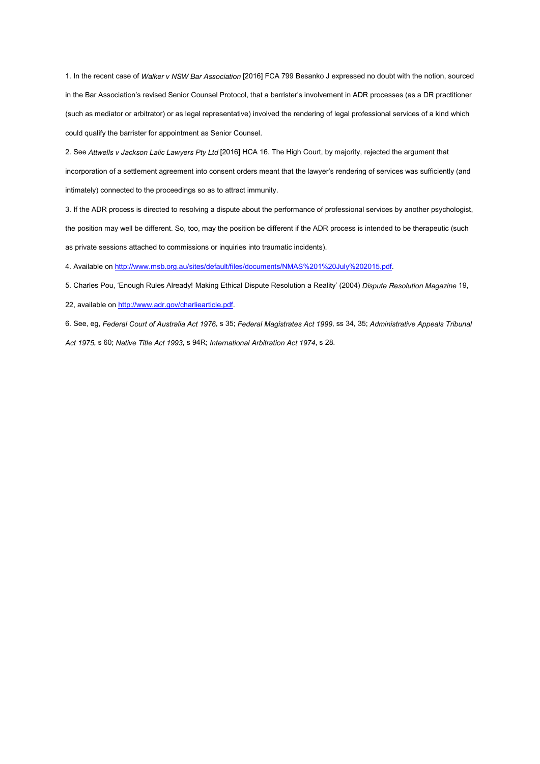1. In the recent case of *Walker v NSW Bar Association* [2016] FCA 799 Besanko J expressed no doubt with the notion, sourced in the Bar Association's revised Senior Counsel Protocol, that a barrister's involvement in ADR processes (as a DR practitioner (such as mediator or arbitrator) or as legal representative) involved the rendering of legal professional services of a kind which could qualify the barrister for appointment as Senior Counsel.

2. See *Attwells v Jackson Lalic Lawyers Pty Ltd* [2016] HCA 16. The High Court, by majority, rejected the argument that incorporation of a settlement agreement into consent orders meant that the lawyer's rendering of services was sufficiently (and intimately) connected to the proceedings so as to attract immunity.

3. If the ADR process is directed to resolving a dispute about the performance of professional services by another psychologist, the position may well be different. So, too, may the position be different if the ADR process is intended to be therapeutic (such as private sessions attached to commissions or inquiries into traumatic incidents).

4. Available on http://www.msb.org.au/sites/default/files/documents/NMAS%201%20July%202015.pdf.

5. Charles Pou, 'Enough Rules Already! Making Ethical Dispute Resolution a Reality' (2004) *Dispute Resolution Magazine* 19, 22, available on http://www.adr.gov/charliearticle.pdf.

6. See, eg, *Federal Court of Australia Act 1976*, s 35; *Federal Magistrates Act 1999*, ss 34, 35; *Administrative Appeals Tribunal Act 1975*, s 60; *Native Title Act 1993*, s 94R; *International Arbitration Act 1974*, s 28.